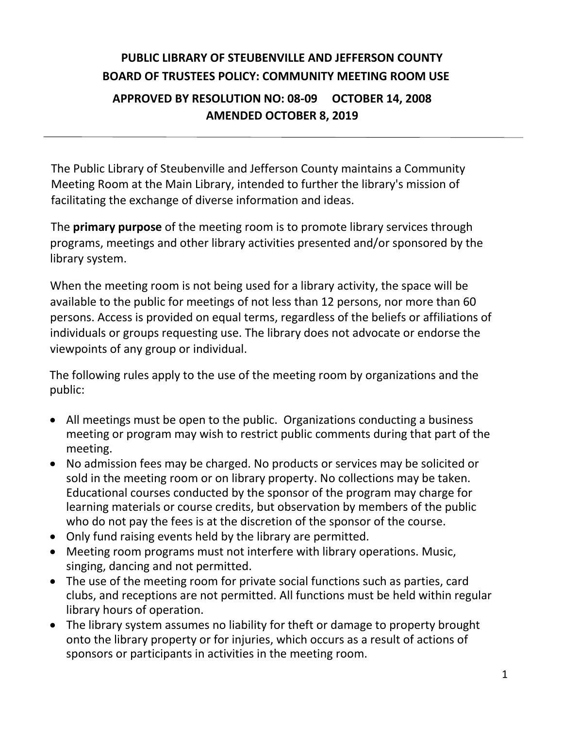# PUBLIC LIBRARY OF STEUBENVILLE AND JEFFERSON COUNTY
## BOARD OF TRUSTEES POLICY: COMMUNITY MEETING ROOM USE
### APPROVED BY RESOLUTION NO: 08-09 OCTOBER 14, 2008
### AMENDED OCTOBER 8, 2019

---

The Public Library of Steubenville and Jefferson County maintains a Community Meeting Room at the Main Library, intended to further the library's mission of facilitating the exchange of diverse information and ideas.

The **primary purpose** of the meeting room is to promote library services through programs, meetings and other library activities presented and/or sponsored by the library system.

When the meeting room is not being used for a library activity, the space will be available to the public for meetings of not less than 12 persons, nor more than 60 persons. Access is provided on equal terms, regardless of the beliefs or affiliations of individuals or groups requesting use. The library does not advocate or endorse the viewpoints of any group or individual.

The following rules apply to the use of the meeting room by organizations and the public:

- All meetings must be open to the public. Organizations conducting a business meeting or program may wish to restrict public comments during that part of the meeting.
- No admission fees may be charged. No products or services may be solicited or sold in the meeting room or on library property. No collections may be taken. Educational courses conducted by the sponsor of the program may charge for learning materials or course credits, but observation by members of the public who do not pay the fees is at the discretion of the sponsor of the course.
- Only fund raising events held by the library are permitted.
- Meeting room programs must not interfere with library operations. Music, singing, dancing and not permitted.
- The use of the meeting room for private social functions such as parties, card clubs, and receptions are not permitted. All functions must be held within regular library hours of operation.
- The library system assumes no liability for theft or damage to property brought onto the library property or for injuries, which occurs as a result of actions of sponsors or participants in activities in the meeting room.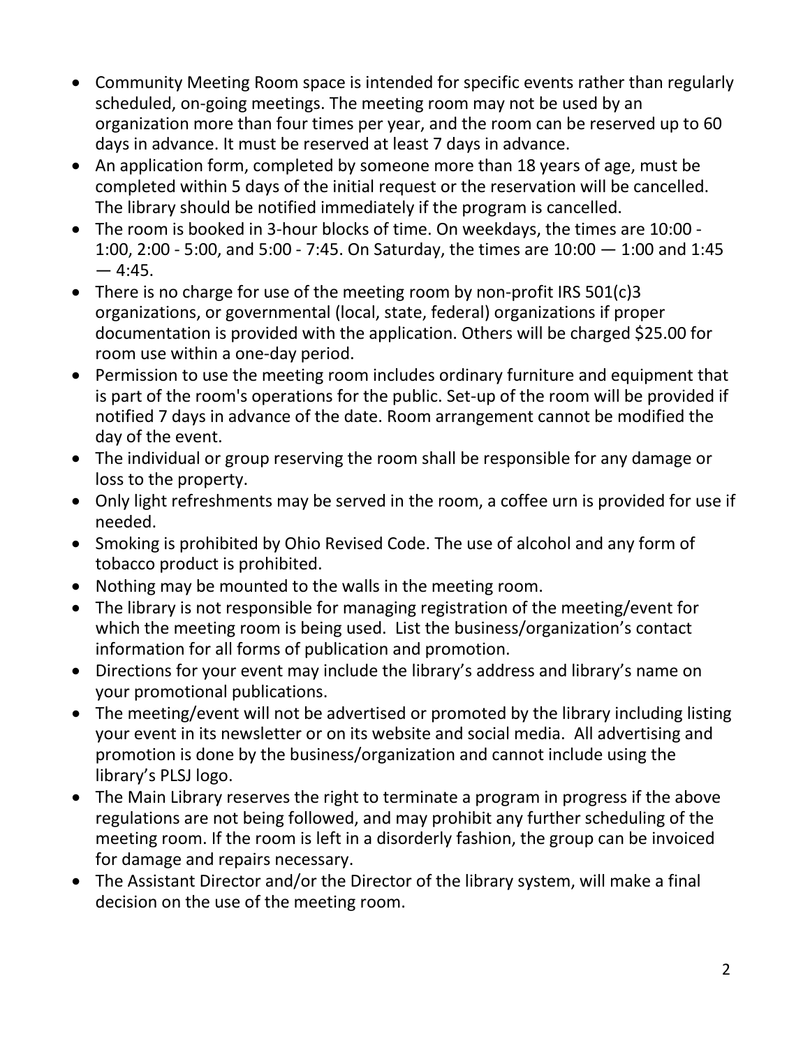- Community Meeting Room space is intended for specific events rather than regularly scheduled, on-going meetings. The meeting room may not be used by an organization more than four times per year, and the room can be reserved up to 60 days in advance. It must be reserved at least 7 days in advance.
- An application form, completed by someone more than 18 years of age, must be completed within 5 days of the initial request or the reservation will be cancelled. The library should be notified immediately if the program is cancelled.
- The room is booked in 3-hour blocks of time. On weekdays, the times are 10:00 - 1:00, 2:00 - 5:00, and 5:00 - 7:45. On Saturday, the times are 10:00 — 1:00 and 1:45 — 4:45.
- There is no charge for use of the meeting room by non-profit IRS 501(c)3 organizations, or governmental (local, state, federal) organizations if proper documentation is provided with the application. Others will be charged $25.00 for room use within a one-day period.
- Permission to use the meeting room includes ordinary furniture and equipment that is part of the room's operations for the public. Set-up of the room will be provided if notified 7 days in advance of the date. Room arrangement cannot be modified the day of the event.
- The individual or group reserving the room shall be responsible for any damage or loss to the property.
- Only light refreshments may be served in the room, a coffee urn is provided for use if needed.
- Smoking is prohibited by Ohio Revised Code. The use of alcohol and any form of tobacco product is prohibited.
- Nothing may be mounted to the walls in the meeting room.
- The library is not responsible for managing registration of the meeting/event for which the meeting room is being used. List the business/organization's contact information for all forms of publication and promotion.
- Directions for your event may include the library's address and library's name on your promotional publications.
- The meeting/event will not be advertised or promoted by the library including listing your event in its newsletter or on its website and social media. All advertising and promotion is done by the business/organization and cannot include using the library's PLSJ logo.
- The Main Library reserves the right to terminate a program in progress if the above regulations are not being followed, and may prohibit any further scheduling of the meeting room. If the room is left in a disorderly fashion, the group can be invoiced for damage and repairs necessary.
- The Assistant Director and/or the Director of the library system, will make a final decision on the use of the meeting room.